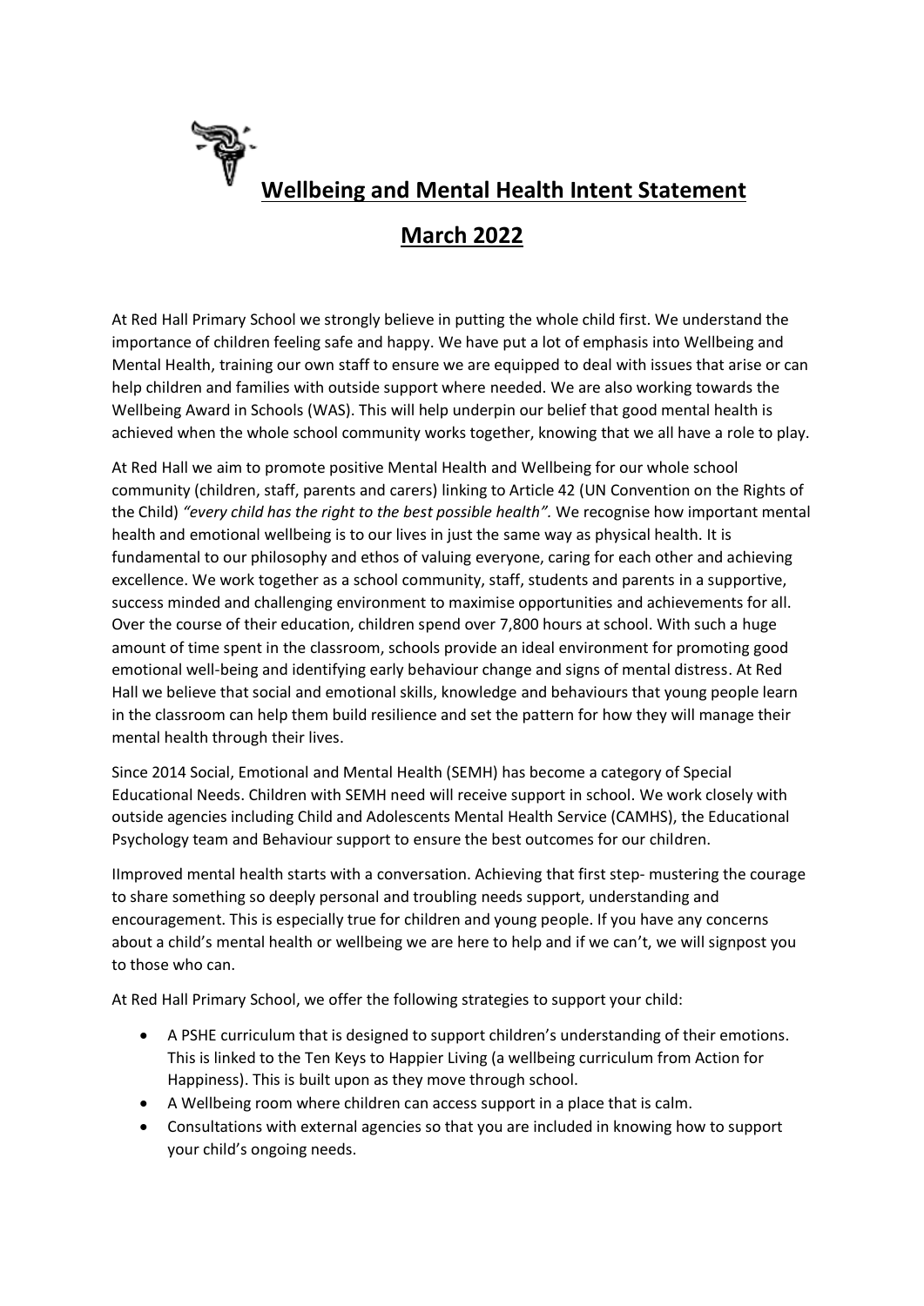# Wellbeing and Mental Health Intent Statement

## March 2022

At Red Hall Primary School we strongly believe in putting the whole child first. We understand the importance of children feeling safe and happy. We have put a lot of emphasis into Wellbeing and Mental Health, training our own staff to ensure we are equipped to deal with issues that arise or can help children and families with outside support where needed. We are also working towards the Wellbeing Award in Schools (WAS). This will help underpin our belief that good mental health is achieved when the whole school community works together, knowing that we all have a role to play.

At Red Hall we aim to promote positive Mental Health and Wellbeing for our whole school community (children, staff, parents and carers) linking to Article 42 (UN Convention on the Rights of the Child) *"every child has the right to the best possible health".* We recognise how important mental health and emotional wellbeing is to our lives in just the same way as physical health. It is fundamental to our philosophy and ethos of valuing everyone, caring for each other and achieving excellence. We work together as a school community, staff, students and parents in a supportive, success minded and challenging environment to maximise opportunities and achievements for all. Over the course of their education, children spend over 7,800 hours at school. With such a huge amount of time spent in the classroom, schools provide an ideal environment for promoting good emotional well-being and identifying early behaviour change and signs of mental distress. At Red Hall we believe that social and emotional skills, knowledge and behaviours that young people learn in the classroom can help them build resilience and set the pattern for how they will manage their mental health through their lives.

Since 2014 Social, Emotional and Mental Health (SEMH) has become a category of Special Educational Needs. Children with SEMH need will receive support in school. We work closely with outside agencies including Child and Adolescents Mental Health Service (CAMHS), the Educational Psychology team and Behaviour support to ensure the best outcomes for our children.

IImproved mental health starts with a conversation. Achieving that first step- mustering the courage to share something so deeply personal and troubling needs support, understanding and encouragement. This is especially true for children and young people. If you have any concerns about a child's mental health or wellbeing we are here to help and if we can't, we will signpost you to those who can.

At Red Hall Primary School, we offer the following strategies to support your child:

- A PSHE curriculum that is designed to support children's understanding of their emotions. This is linked to the Ten Keys to Happier Living (a wellbeing curriculum from Action for Happiness). This is built upon as they move through school.
- A Wellbeing room where children can access support in a place that is calm.
- Consultations with external agencies so that you are included in knowing how to support your child's ongoing needs.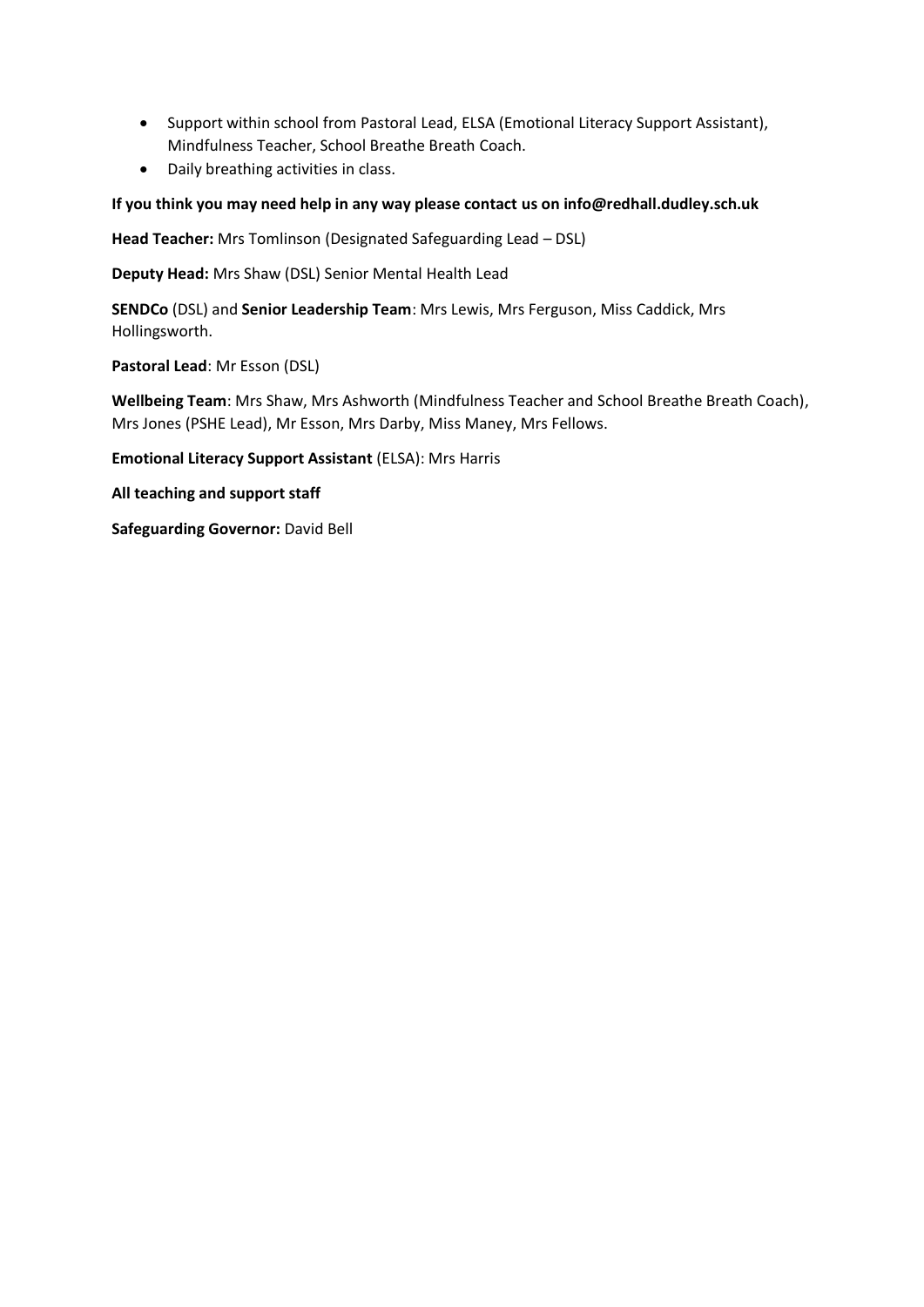- Support within school from Pastoral Lead, ELSA (Emotional Literacy Support Assistant), Mindfulness Teacher, School Breathe Breath Coach.
- Daily breathing activities in class.

**If you think you may need help in any way please contact us on info@redhall.dudley.sch.uk**

**Head Teacher:** Mrs Tomlinson (Designated Safeguarding Lead – DSL)

**Deputy Head:** Mrs Shaw (DSL) Senior Mental Health Lead

**SENDCo** (DSL) and **Senior Leadership Team**: Mrs Lewis, Mrs Ferguson, Miss Caddick, Mrs Hollingsworth.

**Pastoral Lead**: Mr Esson (DSL)

**Wellbeing Team**: Mrs Shaw, Mrs Ashworth (Mindfulness Teacher and School Breathe Breath Coach), Mrs Jones (PSHE Lead), Mr Esson, Mrs Darby, Miss Maney, Mrs Fellows.

**Emotional Literacy Support Assistant** (ELSA): Mrs Harris

**All teaching and support staff**

**Safeguarding Governor:** David Bell